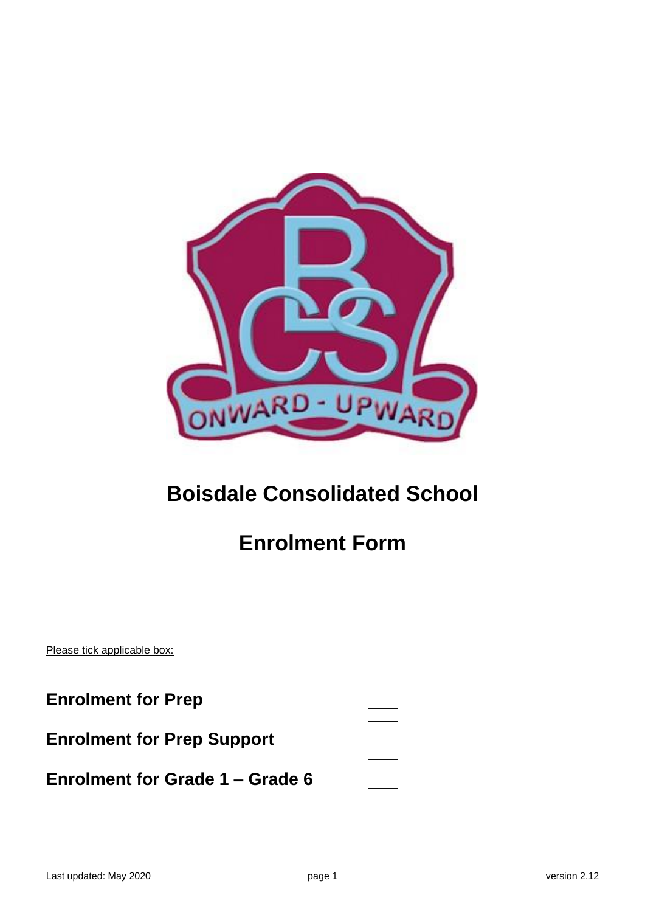# Boisdale Consolidated School

## Enrolment Form

Please tick applicable box:

**Enrolment for Prep** ☐

**Enrolment for Prep Support** ☐

**Enrolment for Grade 1 – Grade 6** ☐

Last updated: May 2020 version 2.12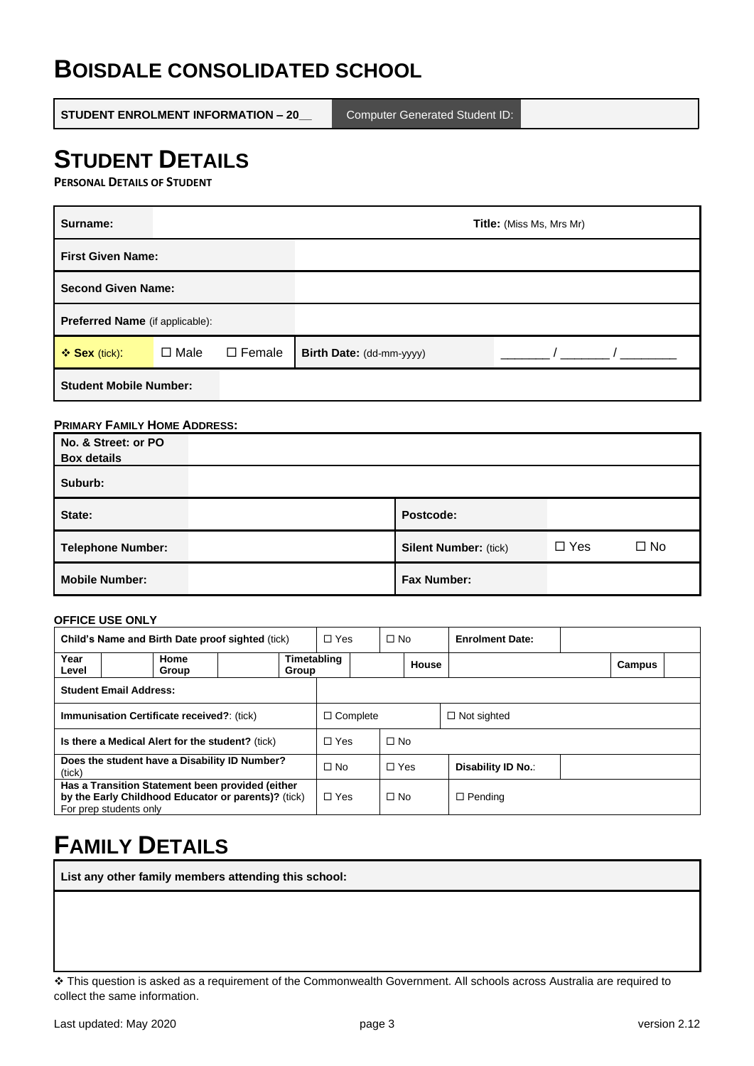# BOISDALE CONSOLIDATED SCHOOL

| STUDENT ENROLMENT INFORMATION – 20__ | Computer Generated Student ID: | |
|---|---|---|

# STUDENT DETAILS

**PERSONAL DETAILS OF STUDENT**

| | | | | |
|---|---|---|---|---|
| **Surname:** | | | **Title:** (Miss Ms, Mrs Mr) | |
| **First Given Name:** | | | | |
| **Second Given Name:** | | | | |
| **Preferred Name** (if applicable): | | | | |
| ❖ **Sex** (tick): | ☐ Male | ☐ Female | **Birth Date:** (dd-mm-yyyy) | _______ / _______ / ________ |
| **Student Mobile Number:** | | | | |

**PRIMARY FAMILY HOME ADDRESS:**

| | | | | |
|---|---|---|---|---|
| **No. & Street: or PO Box details** | | | | |
| **Suburb:** | | | | |
| **State:** | | **Postcode:** | | |
| **Telephone Number:** | | **Silent Number:** (tick) | ☐ Yes | ☐ No |
| **Mobile Number:** | | **Fax Number:** | | |

**OFFICE USE ONLY**

| | | | | | | | | | |
|---|---|---|---|---|---|---|---|---|---|
| **Child's Name and Birth Date proof sighted** (tick) | | | | ☐ Yes | ☐ No | **Enrolment Date:** | | | |
| **Year Level** | | **Home Group** | | **Timetabling Group** | | **House** | | **Campus** | |
| **Student Email Address:** | | | | | | | | | |
| **Immunisation Certificate received?**: (tick) | | | | ☐ Complete | | ☐ Not sighted | | | |
| **Is there a Medical Alert for the student?** (tick) | | | | ☐ Yes | ☐ No | | | | |
| **Does the student have a Disability ID Number?** (tick) | | | | ☐ No | ☐ Yes | **Disability ID No.**: | | | |
| **Has a Transition Statement been provided (either by the Early Childhood Educator or parents)?** (tick) For prep students only | | | | ☐ Yes | ☐ No | ☐ Pending | | | |

# FAMILY DETAILS

| **List any other family members attending this school:** |
|---|
| |

❖ This question is asked as a requirement of the Commonwealth Government. All schools across Australia are required to collect the same information.

Last updated: May 2020 | version 2.12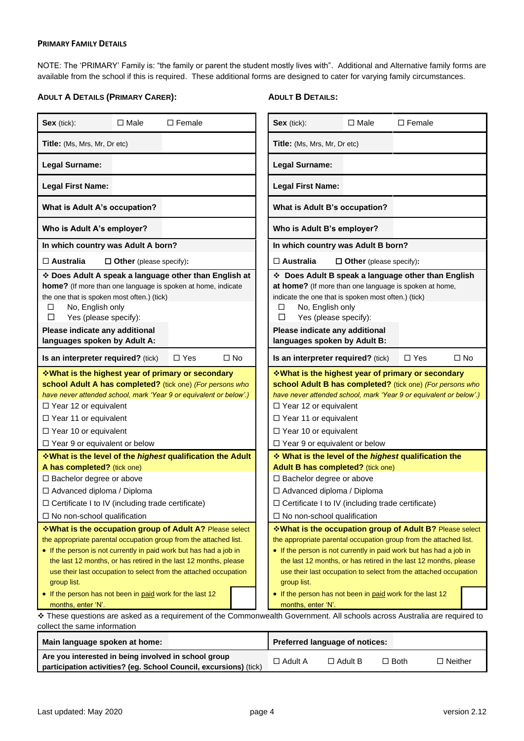#### PRIMARY FAMILY DETAILS

NOTE: The 'PRIMARY' Family is: "the family or parent the student mostly lives with". Additional and Alternative family forms are available from the school if this is required. These additional forms are designed to cater for varying family circumstances.

| ADULT A DETAILS (PRIMARY CARER): | | ADULT B DETAILS: | |
|---|---|---|---|
| **Sex** (tick): ☐ Male ☐ Female | | **Sex** (tick): ☐ Male ☐ Female | |
| **Title:** (Ms, Mrs, Mr, Dr etc) | | **Title:** (Ms, Mrs, Mr, Dr etc) | |
| **Legal Surname:** | | **Legal Surname:** | |
| **Legal First Name:** | | **Legal First Name:** | |
| **What is Adult A's occupation?** | | **What is Adult B's occupation?** | |
| **Who is Adult A's employer?** | | **Who is Adult B's employer?** | |
| **In which country was Adult A born?**<br>☐ **Australia** ☐ **Other** (please specify): | | **In which country was Adult B born?**<br>☐ **Australia** ☐ **Other** (please specify): | |
| ❖ **Does Adult A speak a language other than English at home?** (If more than one language is spoken at home, indicate the one that is spoken most often.) (tick)<br>☐ No, English only<br>☐ Yes (please specify): | | ❖ **Does Adult B speak a language other than English at home?** (If more than one language is spoken at home, indicate the one that is spoken most often.) (tick)<br>☐ No, English only<br>☐ Yes (please specify): | |
| **Please indicate any additional languages spoken by Adult A:** | | **Please indicate any additional languages spoken by Adult B:** | |
| **Is an interpreter required?** (tick) ☐ Yes ☐ No | | **Is an interpreter required?** (tick) ☐ Yes ☐ No | |
| ❖**What is the highest year of primary or secondary school Adult A has completed?** (tick one) *(For persons who have never attended school, mark 'Year 9 or equivalent or below'.)*<br>☐ Year 12 or equivalent<br>☐ Year 11 or equivalent<br>☐ Year 10 or equivalent<br>☐ Year 9 or equivalent or below | | ❖**What is the highest year of primary or secondary school Adult B has completed?** (tick one) *(For persons who have never attended school, mark 'Year 9 or equivalent or below'.)*<br>☐ Year 12 or equivalent<br>☐ Year 11 or equivalent<br>☐ Year 10 or equivalent<br>☐ Year 9 or equivalent or below | |
| ❖**What is the level of the *highest* qualification the Adult A has completed?** (tick one)<br>☐ Bachelor degree or above<br>☐ Advanced diploma / Diploma<br>☐ Certificate I to IV (including trade certificate)<br>☐ No non-school qualification | | ❖ **What is the level of the *highest* qualification the Adult B has completed?** (tick one)<br>☐ Bachelor degree or above<br>☐ Advanced diploma / Diploma<br>☐ Certificate I to IV (including trade certificate)<br>☐ No non-school qualification | |
| ❖**What is the occupation group of Adult A?** Please select the appropriate parental occupation group from the attached list.<br>• If the person is not currently in paid work but has had a job in the last 12 months, or has retired in the last 12 months, please use their last occupation to select from the attached occupation group list.<br>• If the person has not been in paid work for the last 12 months, enter 'N'. | | ❖**What is the occupation group of Adult B?** Please select the appropriate parental occupation group from the attached list.<br>• If the person is not currently in paid work but has had a job in the last 12 months, or has retired in the last 12 months, please use their last occupation to select from the attached occupation group list.<br>• If the person has not been in paid work for the last 12 months, enter 'N'. | |

❖ These questions are asked as a requirement of the Commonwealth Government. All schools across Australia are required to collect the same information

| **Main language spoken at home:** | | **Preferred language of notices:** | |
|---|---|---|---|
| **Are you interested in being involved in school group participation activities? (eg. School Council, excursions)** (tick) | ☐ Adult A ☐ Adult B ☐ Both ☐ Neither | | |

Last updated: May 2020 version 2.12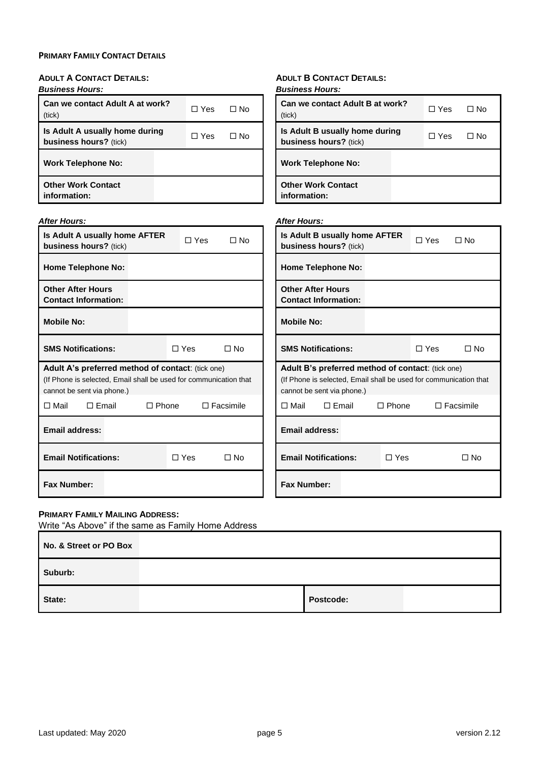**PRIMARY FAMILY CONTACT DETAILS**

**ADULT A CONTACT DETAILS:**

***Business Hours:***

| | | |
|---|---|---|
| **Can we contact Adult A at work?** (tick) | ☐ Yes | ☐ No |
| **Is Adult A usually home during business hours?** (tick) | ☐ Yes | ☐ No |
| **Work Telephone No:** | | |
| **Other Work Contact information:** | | |

***After Hours:***

| | | |
|---|---|---|
| **Is Adult A usually home AFTER business hours?** (tick) | ☐ Yes | ☐ No |
| **Home Telephone No:** | | |
| **Other After Hours Contact Information:** | | |
| **Mobile No:** | | |
| **SMS Notifications:** | ☐ Yes | ☐ No |

**Adult A's preferred method of contact**: (tick one)
(If Phone is selected, Email shall be used for communication that cannot be sent via phone.)

☐ Mail ☐ Email ☐ Phone ☐ Facsimile

| | | |
|---|---|---|
| **Email address:** | | |
| **Email Notifications:** | ☐ Yes | ☐ No |
| **Fax Number:** | | |

**ADULT B CONTACT DETAILS:**

***Business Hours:***

| | | |
|---|---|---|
| **Can we contact Adult B at work?** (tick) | ☐ Yes | ☐ No |
| **Is Adult B usually home during business hours?** (tick) | ☐ Yes | ☐ No |
| **Work Telephone No:** | | |
| **Other Work Contact information:** | | |

***After Hours:***

| | | |
|---|---|---|
| **Is Adult B usually home AFTER business hours?** (tick) | ☐ Yes | ☐ No |
| **Home Telephone No:** | | |
| **Other After Hours Contact Information:** | | |
| **Mobile No:** | | |
| **SMS Notifications:** | ☐ Yes | ☐ No |

**Adult B's preferred method of contact**: (tick one)
(If Phone is selected, Email shall be used for communication that cannot be sent via phone.)

☐ Mail ☐ Email ☐ Phone ☐ Facsimile

| | | |
|---|---|---|
| **Email address:** | | |
| **Email Notifications:** | ☐ Yes | ☐ No |
| **Fax Number:** | | |

**PRIMARY FAMILY MAILING ADDRESS:**

Write "As Above" if the same as Family Home Address

| | | | |
|---|---|---|---|
| **No. & Street or PO Box** | | | |
| **Suburb:** | | | |
| **State:** | | **Postcode:** | |

Last updated: May 2020 version 2.12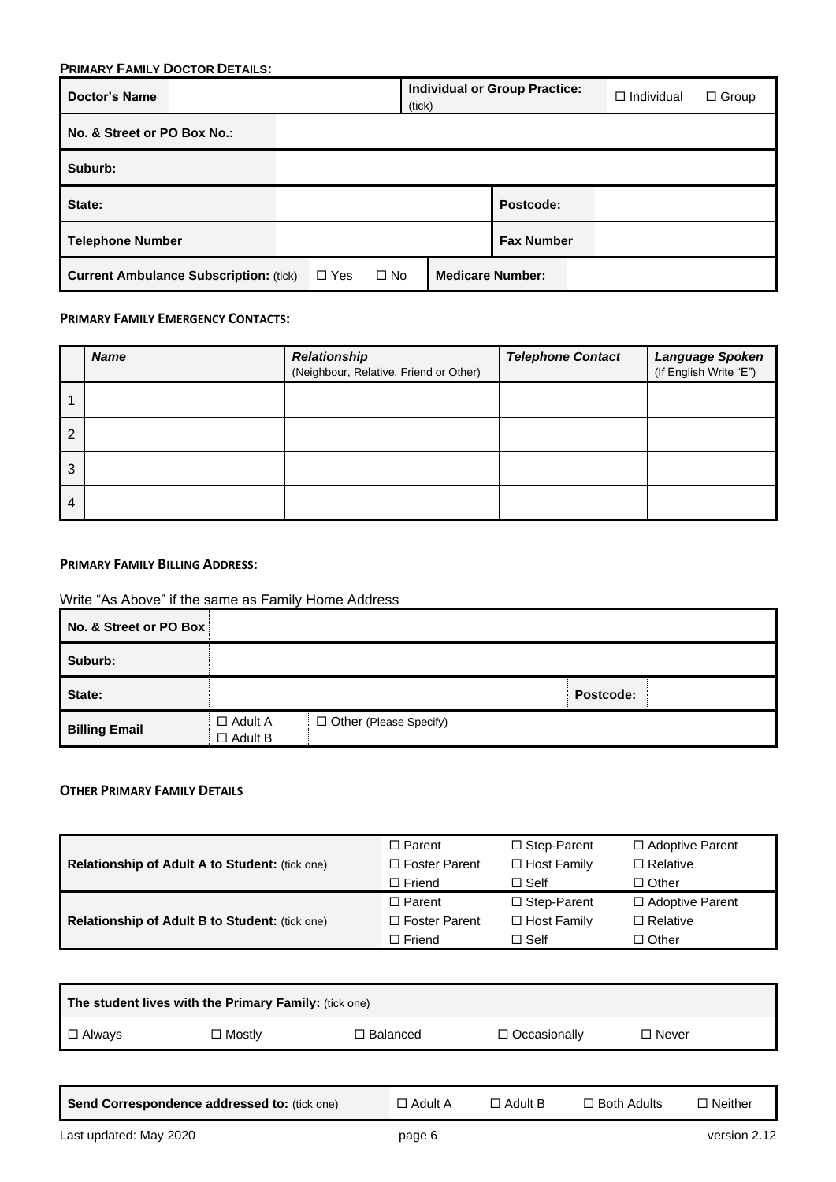**PRIMARY FAMILY DOCTOR DETAILS:**

| Doctor's Name | | Individual or Group Practice: (tick) | ☐ Individual ☐ Group |
|---|---|---|---|
| No. & Street or PO Box No.: | | | |
| Suburb: | | | |
| State: | | Postcode: | |
| Telephone Number | | Fax Number | |
| Current Ambulance Subscription: (tick) | ☐ Yes ☐ No | Medicare Number: | |

**PRIMARY FAMILY EMERGENCY CONTACTS:**

| | *Name* | *Relationship* (Neighbour, Relative, Friend or Other) | *Telephone Contact* | *Language Spoken* (If English Write "E") |
|---|---|---|---|---|
| 1 | | | | |
| 2 | | | | |
| 3 | | | | |
| 4 | | | | |

**PRIMARY FAMILY BILLING ADDRESS:**

Write "As Above" if the same as Family Home Address

| No. & Street or PO Box | | | |
|---|---|---|---|
| Suburb: | | | |
| State: | | Postcode: | |
| Billing Email | ☐ Adult A ☐ Adult B | ☐ Other (Please Specify) | |

**OTHER PRIMARY FAMILY DETAILS**

| | | | |
|---|---|---|---|
| Relationship of Adult A to Student: (tick one) | ☐ Parent<br>☐ Foster Parent<br>☐ Friend | ☐ Step-Parent<br>☐ Host Family<br>☐ Self | ☐ Adoptive Parent<br>☐ Relative<br>☐ Other |
| Relationship of Adult B to Student: (tick one) | ☐ Parent<br>☐ Foster Parent<br>☐ Friend | ☐ Step-Parent<br>☐ Host Family<br>☐ Self | ☐ Adoptive Parent<br>☐ Relative<br>☐ Other |

| The student lives with the Primary Family: (tick one) | | | | |
|---|---|---|---|---|
| ☐ Always | ☐ Mostly | ☐ Balanced | ☐ Occasionally | ☐ Never |

| Send Correspondence addressed to: (tick one) | ☐ Adult A | ☐ Adult B | ☐ Both Adults | ☐ Neither |
|---|---|---|---|---|

Last updated: May 2020 version 2.12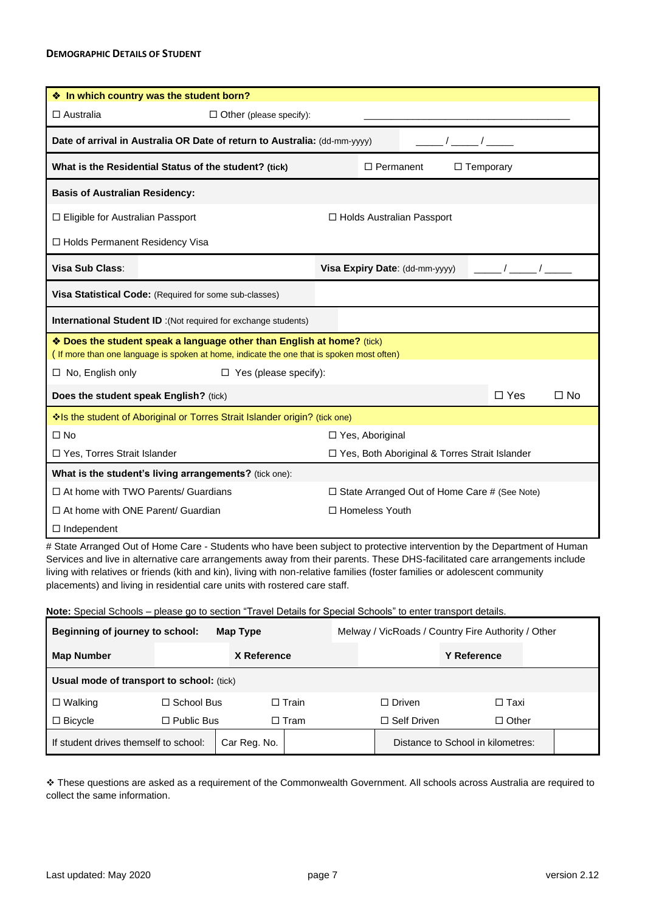**DEMOGRAPHIC DETAILS OF STUDENT**

| ❖ **In which country was the student born?** | | | |
|---|---|---|---|
| ☐ Australia | ☐ Other (please specify): | ______________________________ | |
| **Date of arrival in Australia OR Date of return to Australia:** (dd-mm-yyyy) | | _____ / _____ / _____ | |
| **What is the Residential Status of the student? (tick)** | | ☐ Permanent | ☐ Temporary |
| **Basis of Australian Residency:** | | | |
| ☐ Eligible for Australian Passport | | ☐ Holds Australian Passport | |
| ☐ Holds Permanent Residency Visa | | | |
| **Visa Sub Class**: | | **Visa Expiry Date**: (dd-mm-yyyy) | _____ / _____ / _____ |
| **Visa Statistical Code:** (Required for some sub-classes) | | | |
| **International Student ID** :(Not required for exchange students) | | | |
| ❖ **Does the student speak a language other than English at home?** (tick) ( If more than one language is spoken at home, indicate the one that is spoken most often) | | | |
| ☐ No, English only | ☐ Yes (please specify): | | |
| **Does the student speak English?** (tick) | | ☐ Yes | ☐ No |
| ❖Is the student of Aboriginal or Torres Strait Islander origin? (tick one) | | | |
| ☐ No | | ☐ Yes, Aboriginal | |
| ☐ Yes, Torres Strait Islander | | ☐ Yes, Both Aboriginal & Torres Strait Islander | |
| **What is the student's living arrangements?** (tick one): | | | |
| ☐ At home with TWO Parents/ Guardians | | ☐ State Arranged Out of Home Care # (See Note) | |
| ☐ At home with ONE Parent/ Guardian | | ☐ Homeless Youth | |
| ☐ Independent | | | |

# State Arranged Out of Home Care - Students who have been subject to protective intervention by the Department of Human Services and live in alternative care arrangements away from their parents. These DHS-facilitated care arrangements include living with relatives or friends (kith and kin), living with non-relative families (foster families or adolescent community placements) and living in residential care units with rostered care staff.

**Note:** Special Schools – please go to section "Travel Details for Special Schools" to enter transport details.

| **Beginning of journey to school:** | **Map Type** | | Melway / VicRoads / Country Fire Authority / Other | |
|---|---|---|---|---|
| **Map Number** | | **X Reference** | | **Y Reference** |
| **Usual mode of transport to school:** (tick) | | | | |
| ☐ Walking | ☐ School Bus | ☐ Train | ☐ Driven | ☐ Taxi |
| ☐ Bicycle | ☐ Public Bus | ☐ Tram | ☐ Self Driven | ☐ Other |
| If student drives themself to school: | Car Reg. No. | | Distance to School in kilometres: | |

❖ These questions are asked as a requirement of the Commonwealth Government. All schools across Australia are required to collect the same information.

Last updated: May 2020 version 2.12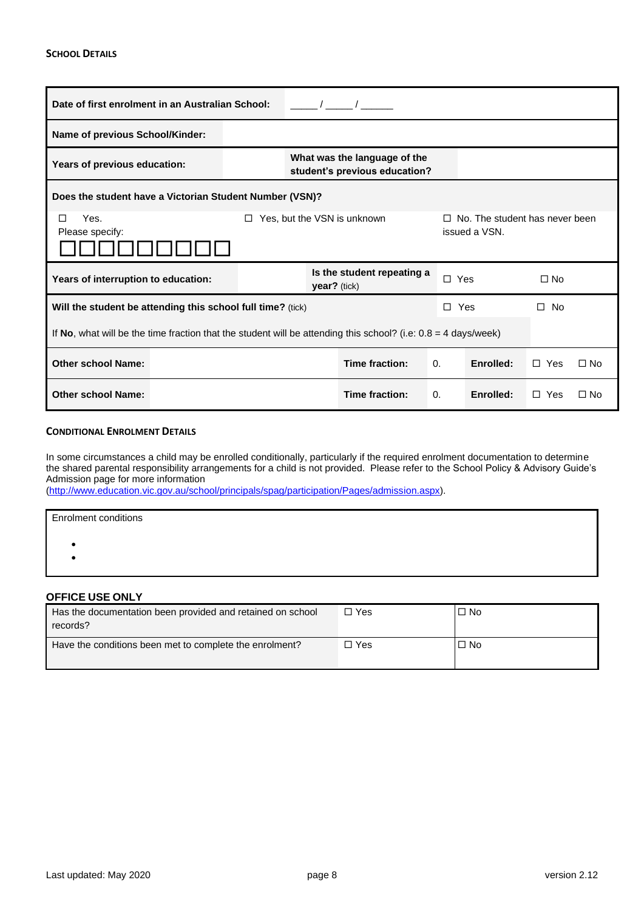## SCHOOL DETAILS

| | | | | | |
|---|---|---|---|---|---|
| **Date of first enrolment in an Australian School:** | _____ / _____ / ______ | | | | |
| **Name of previous School/Kinder:** | | | | | |
| **Years of previous education:** | | **What was the language of the student's previous education?** | | | |
| **Does the student have a Victorian Student Number (VSN)?** | | | | | |
| ☐ Yes. Please specify: ☐☐☐☐☐☐☐☐☐ | | ☐ Yes, but the VSN is unknown | | ☐ No. The student has never been issued a VSN. | |
| **Years of interruption to education:** | | **Is the student repeating a year?** (tick) | | ☐ Yes | ☐ No |
| **Will the student be attending this school full time?** (tick) | | | | ☐ Yes | ☐ No |
| If **No**, what will be the time fraction that the student will be attending this school? (i.e: 0.8 = 4 days/week) | | | | | |
| **Other school Name:** | | **Time fraction:** | 0. | **Enrolled:** | ☐ Yes ☐ No |
| **Other school Name:** | | **Time fraction:** | 0. | **Enrolled:** | ☐ Yes ☐ No |

## CONDITIONAL ENROLMENT DETAILS

In some circumstances a child may be enrolled conditionally, particularly if the required enrolment documentation to determine the shared parental responsibility arrangements for a child is not provided. Please refer to the School Policy & Advisory Guide's Admission page for more information (http://www.education.vic.gov.au/school/principals/spag/participation/Pages/admission.aspx).

Enrolment conditions

- 
- 

### OFFICE USE ONLY

| | | |
|---|---|---|
| Has the documentation been provided and retained on school records? | ☐ Yes | ☐ No |
| Have the conditions been met to complete the enrolment? | ☐ Yes | ☐ No |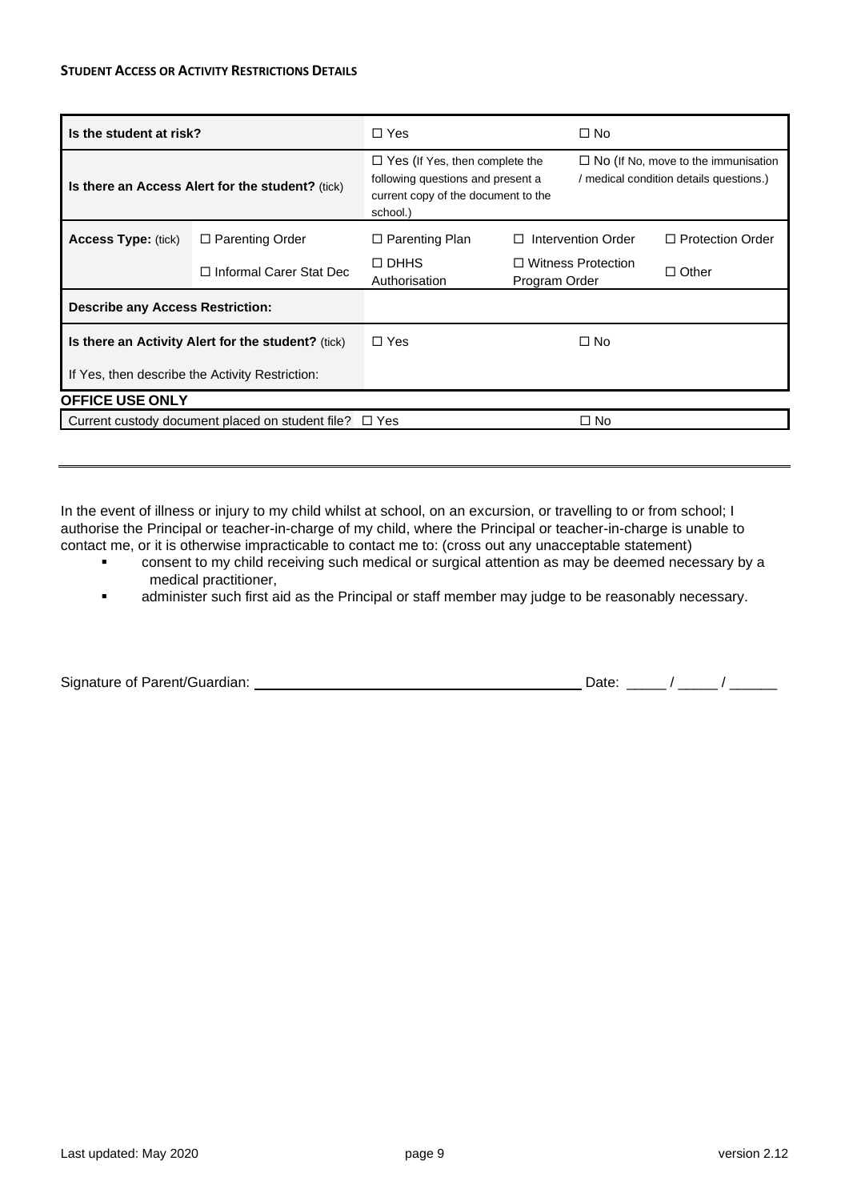**STUDENT ACCESS OR ACTIVITY RESTRICTIONS DETAILS**

| | | | | |
|---|---|---|---|---|
| **Is the student at risk?** | | ☐ Yes | ☐ No | |
| **Is there an Access Alert for the student?** (tick) | | ☐ Yes (If Yes, then complete the following questions and present a current copy of the document to the school.) | ☐ No (If No, move to the immunisation / medical condition details questions.) | |
| **Access Type:** (tick) | ☐ Parenting Order | ☐ Parenting Plan | ☐ Intervention Order | ☐ Protection Order |
| | ☐ Informal Carer Stat Dec | ☐ DHHS Authorisation | ☐ Witness Protection Program Order | ☐ Other |
| **Describe any Access Restriction:** | | | | |
| **Is there an Activity Alert for the student?** (tick) | | ☐ Yes | ☐ No | |
| If Yes, then describe the Activity Restriction: | | | | |

**OFFICE USE ONLY**

| | | |
|---|---|---|
| Current custody document placed on student file? | ☐ Yes | ☐ No |

---

In the event of illness or injury to my child whilst at school, on an excursion, or travelling to or from school; I authorise the Principal or teacher-in-charge of my child, where the Principal or teacher-in-charge is unable to contact me, or it is otherwise impracticable to contact me to: (cross out any unacceptable statement)

- consent to my child receiving such medical or surgical attention as may be deemed necessary by a medical practitioner,
- administer such first aid as the Principal or staff member may judge to be reasonably necessary.

Signature of Parent/Guardian: ________________________________ Date: _____ / _____ / ______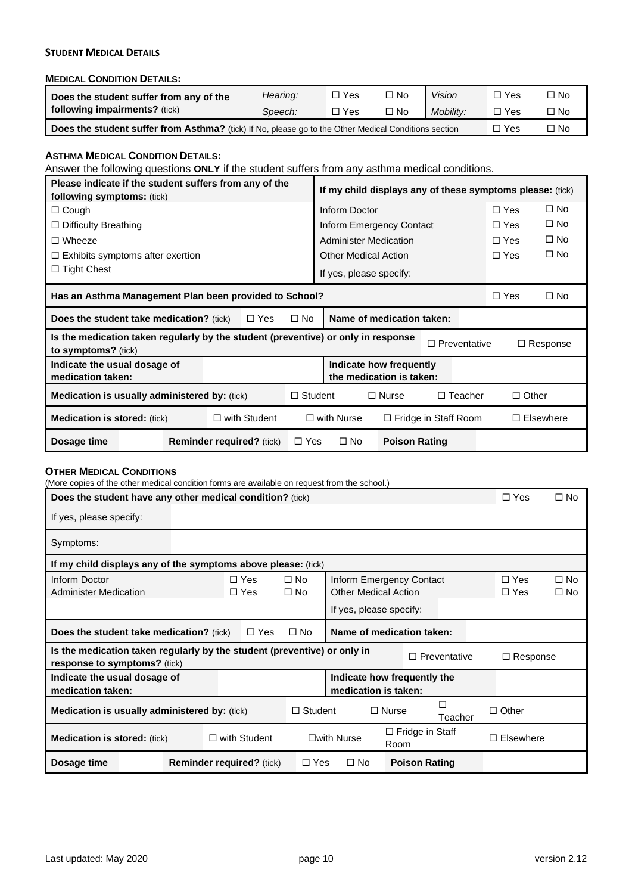**STUDENT MEDICAL DETAILS**

**MEDICAL CONDITION DETAILS:**

| **Does the student suffer from any of the following impairments?** (tick) | *Hearing:* | ☐ Yes | ☐ No | *Vision* | ☐ Yes | ☐ No |
|---|---|---|---|---|---|---|
| | *Speech:* | ☐ Yes | ☐ No | *Mobility:* | ☐ Yes | ☐ No |
| **Does the student suffer from Asthma?** (tick) If No, please go to the Other Medical Conditions section | | | | | ☐ Yes | ☐ No |

**ASTHMA MEDICAL CONDITION DETAILS:**

Answer the following questions **ONLY** if the student suffers from any asthma medical conditions.

| **Please indicate if the student suffers from any of the following symptoms:** (tick) | **If my child displays any of these symptoms please:** (tick) | | |
|---|---|---|---|
| ☐ Cough | Inform Doctor | ☐ Yes | ☐ No |
| ☐ Difficulty Breathing | Inform Emergency Contact | ☐ Yes | ☐ No |
| ☐ Wheeze | Administer Medication | ☐ Yes | ☐ No |
| ☐ Exhibits symptoms after exertion | Other Medical Action | ☐ Yes | ☐ No |
| ☐ Tight Chest | If yes, please specify: | | |

| **Has an Asthma Management Plan been provided to School?** | | | | | | | ☐ Yes | ☐ No |
|---|---|---|---|---|---|---|---|---|
| **Does the student take medication?** (tick) | ☐ Yes | ☐ No | **Name of medication taken:** | | | | | |
| **Is the medication taken regularly by the student (preventive) or only in response to symptoms?** (tick) | | | | | ☐ Preventative | | ☐ Response | |
| **Indicate the usual dosage of medication taken:** | | | **Indicate how frequently the medication is taken:** | | | | | |
| **Medication is usually administered by:** (tick) | | ☐ Student | | ☐ Nurse | ☐ Teacher | | ☐ Other | |
| **Medication is stored:** (tick) | ☐ with Student | | ☐ with Nurse | ☐ Fridge in Staff Room | | | ☐ Elsewhere | |
| **Dosage time** | | **Reminder required?** (tick) | ☐ Yes | ☐ No | **Poison Rating** | | | |

**OTHER MEDICAL CONDITIONS**

(More copies of the other medical condition forms are available on request from the school.)

| **Does the student have any other medical condition?** (tick) | | | | | ☐ Yes | ☐ No |
|---|---|---|---|---|---|---|
| If yes, please specify: | | | | | | |
| Symptoms: | | | | | | |
| **If my child displays any of the symptoms above please:** (tick) | | | | | | |
| Inform Doctor | ☐ Yes | ☐ No | Inform Emergency Contact | | ☐ Yes | ☐ No |
| Administer Medication | ☐ Yes | ☐ No | Other Medical Action | | ☐ Yes | ☐ No |
| | | | If yes, please specify: | | | |

| **Does the student take medication?** (tick) | ☐ Yes | ☐ No | **Name of medication taken:** | | | | | |
|---|---|---|---|---|---|---|---|---|
| **Is the medication taken regularly by the student (preventive) or only in response to symptoms?** (tick) | | | | | ☐ Preventative | | ☐ Response | |
| **Indicate the usual dosage of medication taken:** | | | **Indicate how frequently the medication is taken:** | | | | | |
| **Medication is usually administered by:** (tick) | | ☐ Student | | ☐ Nurse | ☐ Teacher | | ☐ Other | |
| **Medication is stored:** (tick) | ☐ with Student | | ☐with Nurse | ☐ Fridge in Staff Room | | | ☐ Elsewhere | |
| **Dosage time** | | **Reminder required?** (tick) | ☐ Yes | ☐ No | **Poison Rating** | | | |

Last updated: May 2020 version 2.12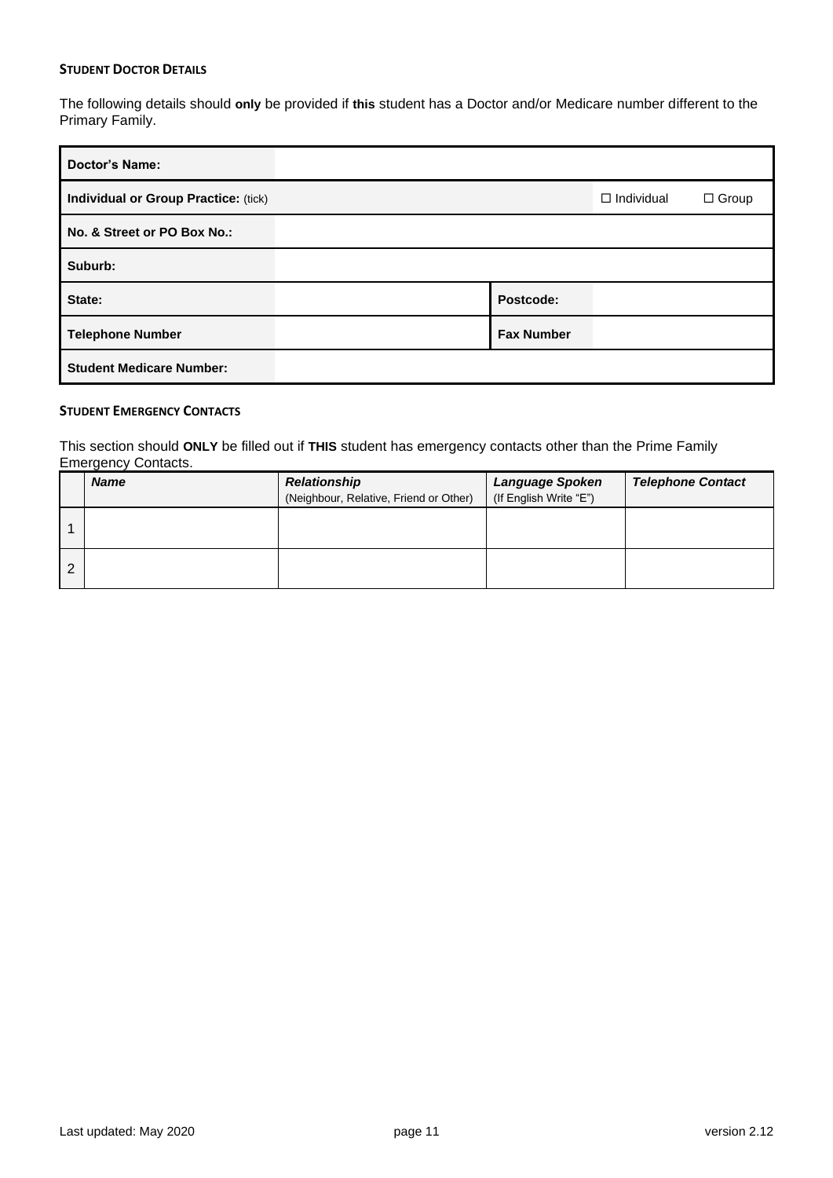**STUDENT DOCTOR DETAILS**

The following details should **only** be provided if **this** student has a Doctor and/or Medicare number different to the Primary Family.

| **Doctor's Name:** | | | |
|---|---|---|---|
| **Individual or Group Practice:** (tick) | | ☐ Individual | ☐ Group |
| **No. & Street or PO Box No.:** | | | |
| **Suburb:** | | | |
| **State:** | | **Postcode:** | |
| **Telephone Number** | | **Fax Number** | |
| **Student Medicare Number:** | | | |

**STUDENT EMERGENCY CONTACTS**

This section should **ONLY** be filled out if **THIS** student has emergency contacts other than the Prime Family Emergency Contacts.

| | ***Name*** | ***Relationship*** (Neighbour, Relative, Friend or Other) | ***Language Spoken*** (If English Write "E") | ***Telephone Contact*** |
|---|---|---|---|---|
| 1 | | | | |
| 2 | | | | |

Last updated: May 2020 version 2.12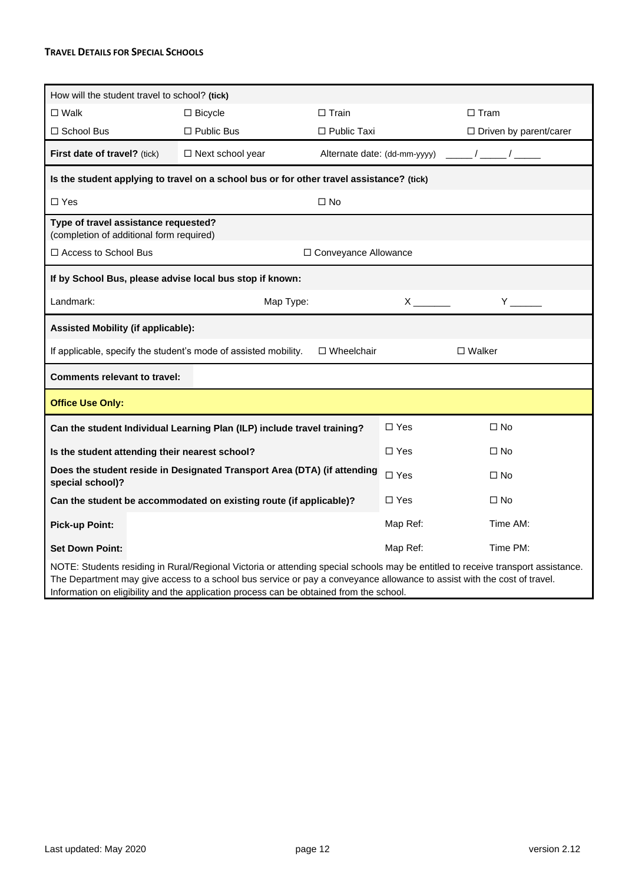**TRAVEL DETAILS FOR SPECIAL SCHOOLS**

| How will the student travel to school? **(tick)** | | | |
|---|---|---|---|
| ☐ Walk | ☐ Bicycle | ☐ Train | ☐ Tram |
| ☐ School Bus | ☐ Public Bus | ☐ Public Taxi | ☐ Driven by parent/carer |
| **First date of travel?** (tick) | ☐ Next school year | Alternate date: (dd-mm-yyyy) | _____ / _____ / _____ |
| **Is the student applying to travel on a school bus or for other travel assistance? (tick)** | | | |
| ☐ Yes | | ☐ No | |
| **Type of travel assistance requested?** (completion of additional form required) | | | |
| ☐ Access to School Bus | | ☐ Conveyance Allowance | |
| **If by School Bus, please advise local bus stop if known:** | | | |
| Landmark: | Map Type: | X _______ | Y ______ |
| **Assisted Mobility (if applicable):** | | | |
| If applicable, specify the student's mode of assisted mobility. | | ☐ Wheelchair | ☐ Walker |
| **Comments relevant to travel:** | | | |
| **Office Use Only:** | | | |
| **Can the student Individual Learning Plan (ILP) include travel training?** | | ☐ Yes | ☐ No |
| **Is the student attending their nearest school?** | | ☐ Yes | ☐ No |
| **Does the student reside in Designated Transport Area (DTA) (if attending special school)?** | | ☐ Yes | ☐ No |
| **Can the student be accommodated on existing route (if applicable)?** | | ☐ Yes | ☐ No |
| **Pick-up Point:** | | Map Ref: | Time AM: |
| **Set Down Point:** | | Map Ref: | Time PM: |

NOTE: Students residing in Rural/Regional Victoria or attending special schools may be entitled to receive transport assistance. The Department may give access to a school bus service or pay a conveyance allowance to assist with the cost of travel. Information on eligibility and the application process can be obtained from the school.

Last updated: May 2020 version 2.12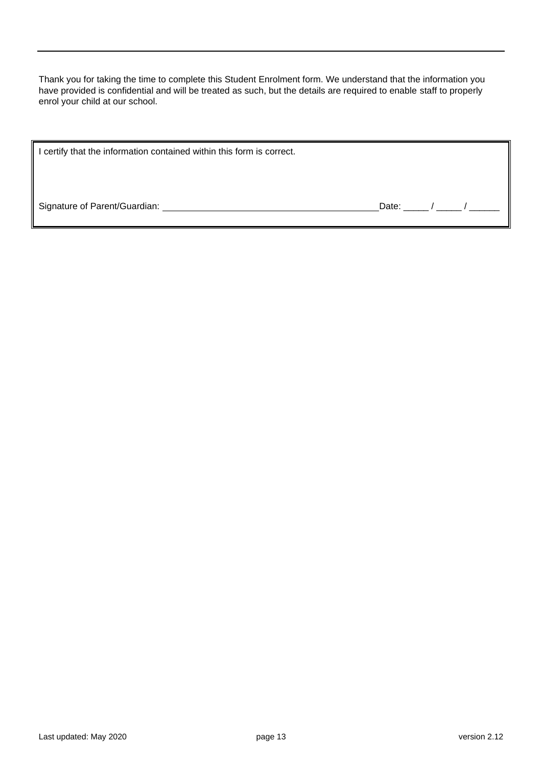Thank you for taking the time to complete this Student Enrolment form. We understand that the information you have provided is confidential and will be treated as such, but the details are required to enable staff to properly enrol your child at our school.

I certify that the information contained within this form is correct.

Signature of Parent/Guardian: ____________________________________________ Date: _____ / _____ / ______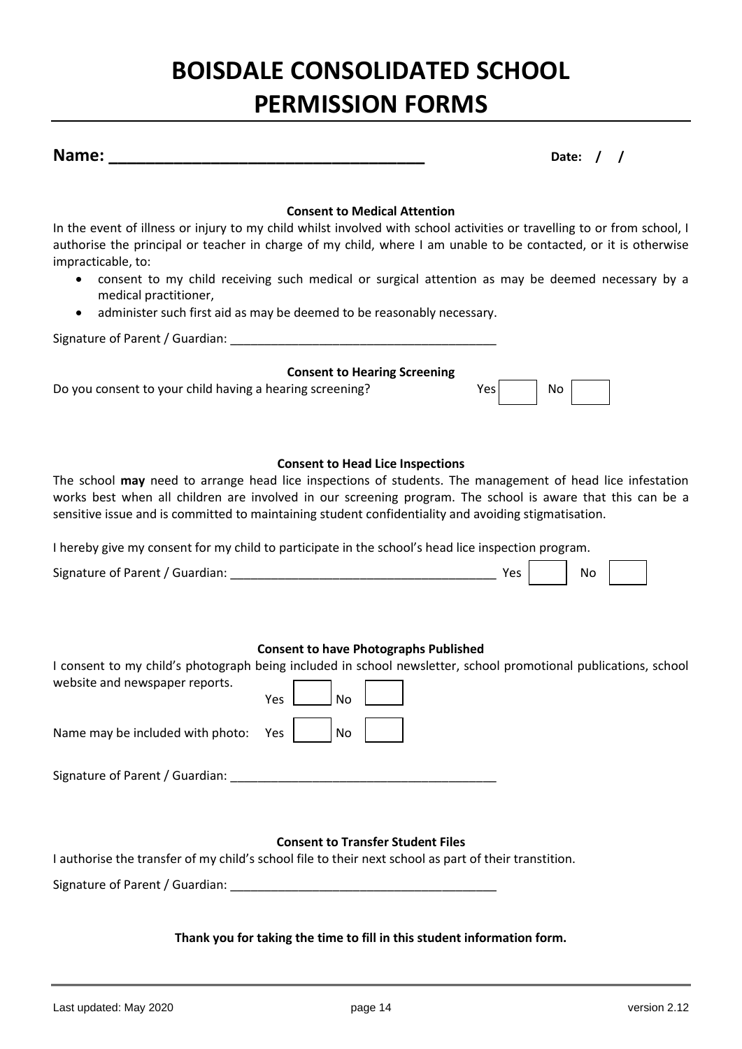# BOISDALE CONSOLIDATED SCHOOL PERMISSION FORMS

**Name: ___________________________________** **Date: / /**

**Consent to Medical Attention**

In the event of illness or injury to my child whilst involved with school activities or travelling to or from school, I authorise the principal or teacher in charge of my child, where I am unable to be contacted, or it is otherwise impracticable, to:

- consent to my child receiving such medical or surgical attention as may be deemed necessary by a medical practitioner,
- administer such first aid as may be deemed to be reasonably necessary.

Signature of Parent / Guardian: _______________________________________

**Consent to Hearing Screening**

Do you consent to your child having a hearing screening? Yes ☐ No ☐

**Consent to Head Lice Inspections**

The school **may** need to arrange head lice inspections of students. The management of head lice infestation works best when all children are involved in our screening program. The school is aware that this can be a sensitive issue and is committed to maintaining student confidentiality and avoiding stigmatisation.

I hereby give my consent for my child to participate in the school's head lice inspection program.

Signature of Parent / Guardian: _______________________________________ Yes ☐ No ☐

**Consent to have Photographs Published**

I consent to my child's photograph being included in school newsletter, school promotional publications, school website and newspaper reports. Yes ☐ No ☐

Name may be included with photo: Yes ☐ No ☐

Signature of Parent / Guardian: _______________________________________

**Consent to Transfer Student Files**

I authorise the transfer of my child's school file to their next school as part of their transtition.

Signature of Parent / Guardian: _______________________________________

**Thank you for taking the time to fill in this student information form.**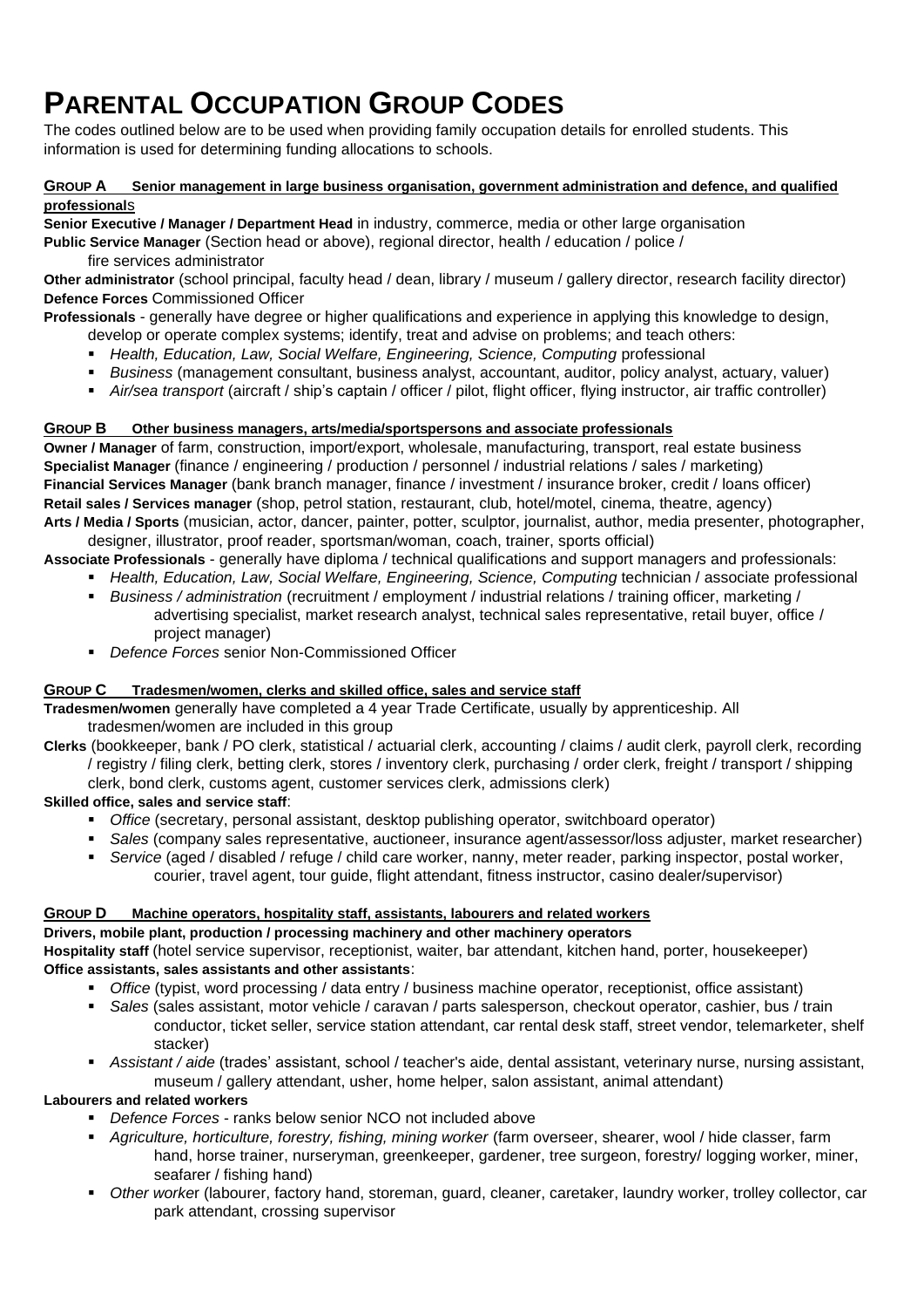# PARENTAL OCCUPATION GROUP CODES

The codes outlined below are to be used when providing family occupation details for enrolled students. This information is used for determining funding allocations to schools.

### GROUP A Senior management in large business organisation, government administration and defence, and qualified professionals

**Senior Executive / Manager / Department Head** in industry, commerce, media or other large organisation

**Public Service Manager** (Section head or above), regional director, health / education / police / fire services administrator

**Other administrator** (school principal, faculty head / dean, library / museum / gallery director, research facility director)

**Defence Forces** Commissioned Officer

**Professionals** - generally have degree or higher qualifications and experience in applying this knowledge to design, develop or operate complex systems; identify, treat and advise on problems; and teach others:

- *Health, Education, Law, Social Welfare, Engineering, Science, Computing* professional
- *Business* (management consultant, business analyst, accountant, auditor, policy analyst, actuary, valuer)
- *Air/sea transport* (aircraft / ship's captain / officer / pilot, flight officer, flying instructor, air traffic controller)

### GROUP B Other business managers, arts/media/sportspersons and associate professionals

**Owner / Manager** of farm, construction, import/export, wholesale, manufacturing, transport, real estate business

**Specialist Manager** (finance / engineering / production / personnel / industrial relations / sales / marketing)

**Financial Services Manager** (bank branch manager, finance / investment / insurance broker, credit / loans officer)

**Retail sales / Services manager** (shop, petrol station, restaurant, club, hotel/motel, cinema, theatre, agency)

**Arts / Media / Sports** (musician, actor, dancer, painter, potter, sculptor, journalist, author, media presenter, photographer, designer, illustrator, proof reader, sportsman/woman, coach, trainer, sports official)

**Associate Professionals** - generally have diploma / technical qualifications and support managers and professionals:

- *Health, Education, Law, Social Welfare, Engineering, Science, Computing* technician / associate professional
- *Business / administration* (recruitment / employment / industrial relations / training officer, marketing / advertising specialist, market research analyst, technical sales representative, retail buyer, office / project manager)
- *Defence Forces* senior Non-Commissioned Officer

### GROUP C Tradesmen/women, clerks and skilled office, sales and service staff

**Tradesmen/women** generally have completed a 4 year Trade Certificate, usually by apprenticeship. All tradesmen/women are included in this group

**Clerks** (bookkeeper, bank / PO clerk, statistical / actuarial clerk, accounting / claims / audit clerk, payroll clerk, recording / registry / filing clerk, betting clerk, stores / inventory clerk, purchasing / order clerk, freight / transport / shipping clerk, bond clerk, customs agent, customer services clerk, admissions clerk)

**Skilled office, sales and service staff**:

- *Office* (secretary, personal assistant, desktop publishing operator, switchboard operator)
- *Sales* (company sales representative, auctioneer, insurance agent/assessor/loss adjuster, market researcher)
- *Service* (aged / disabled / refuge / child care worker, nanny, meter reader, parking inspector, postal worker, courier, travel agent, tour guide, flight attendant, fitness instructor, casino dealer/supervisor)

### GROUP D Machine operators, hospitality staff, assistants, labourers and related workers

**Drivers, mobile plant, production / processing machinery and other machinery operators**

**Hospitality staff** (hotel service supervisor, receptionist, waiter, bar attendant, kitchen hand, porter, housekeeper)

**Office assistants, sales assistants and other assistants**:

- *Office* (typist, word processing / data entry / business machine operator, receptionist, office assistant)
- *Sales* (sales assistant, motor vehicle / caravan / parts salesperson, checkout operator, cashier, bus / train conductor, ticket seller, service station attendant, car rental desk staff, street vendor, telemarketer, shelf stacker)
- *Assistant / aide* (trades' assistant, school / teacher's aide, dental assistant, veterinary nurse, nursing assistant, museum / gallery attendant, usher, home helper, salon assistant, animal attendant)

**Labourers and related workers**

- *Defence Forces* - ranks below senior NCO not included above
- *Agriculture, horticulture, forestry, fishing, mining worker* (farm overseer, shearer, wool / hide classer, farm hand, horse trainer, nurseryman, greenkeeper, gardener, tree surgeon, forestry/ logging worker, miner, seafarer / fishing hand)
- *Other worker* (labourer, factory hand, storeman, guard, cleaner, caretaker, laundry worker, trolley collector, car park attendant, crossing supervisor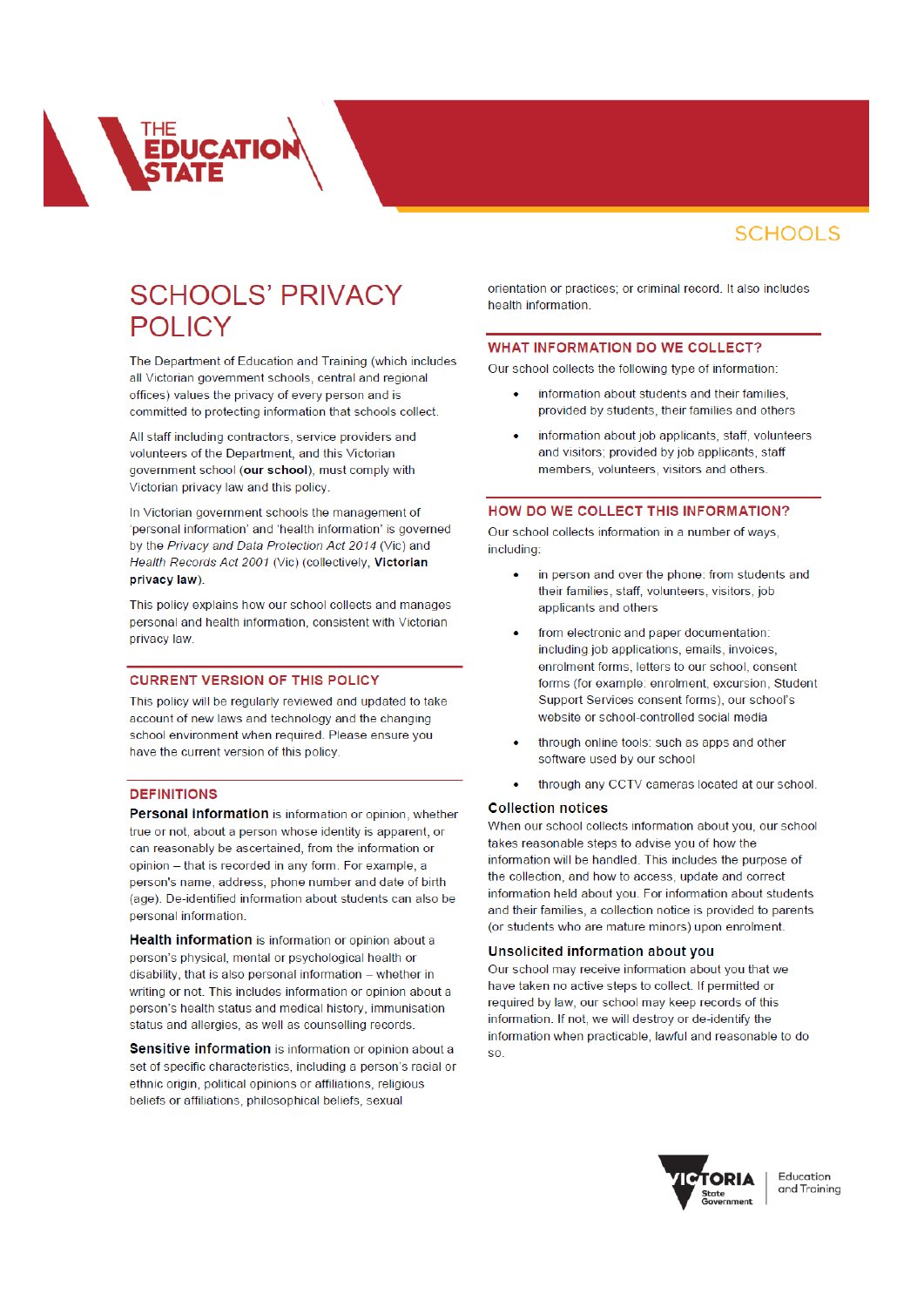SCHOOLS

# SCHOOLS' PRIVACY POLICY

The Department of Education and Training (which includes all Victorian government schools, central and regional offices) values the privacy of every person and is committed to protecting information that schools collect.

All staff including contractors, service providers and volunteers of the Department, and this Victorian government school (**our school**), must comply with Victorian privacy law and this policy.

In Victorian government schools the management of 'personal information' and 'health information' is governed by the *Privacy and Data Protection Act 2014* (Vic) and *Health Records Act 2001* (Vic) (collectively, **Victorian privacy law**).

This policy explains how our school collects and manages personal and health information, consistent with Victorian privacy law.

## CURRENT VERSION OF THIS POLICY

This policy will be regularly reviewed and updated to take account of new laws and technology and the changing school environment when required. Please ensure you have the current version of this policy.

## DEFINITIONS

**Personal information** is information or opinion, whether true or not, about a person whose identity is apparent, or can reasonably be ascertained, from the information or opinion – that is recorded in any form. For example, a person's name, address, phone number and date of birth (age). De-identified information about students can also be personal information.

**Health information** is information or opinion about a person's physical, mental or psychological health or disability, that is also personal information – whether in writing or not. This includes information or opinion about a person's health status and medical history, immunisation status and allergies, as well as counselling records.

**Sensitive information** is information or opinion about a set of specific characteristics, including a person's racial or ethnic origin, political opinions or affiliations, religious beliefs or affiliations, philosophical beliefs, sexual orientation or practices; or criminal record. It also includes health information.

## WHAT INFORMATION DO WE COLLECT?

Our school collects the following type of information:

- information about students and their families, provided by students, their families and others
- information about job applicants, staff, volunteers and visitors; provided by job applicants, staff members, volunteers, visitors and others.

## HOW DO WE COLLECT THIS INFORMATION?

Our school collects information in a number of ways, including:

- in person and over the phone: from students and their families, staff, volunteers, visitors, job applicants and others
- from electronic and paper documentation: including job applications, emails, invoices, enrolment forms, letters to our school, consent forms (for example: enrolment, excursion, Student Support Services consent forms), our school's website or school-controlled social media
- through online tools: such as apps and other software used by our school
- through any CCTV cameras located at our school.

### Collection notices

When our school collects information about you, our school takes reasonable steps to advise you of how the information will be handled. This includes the purpose of the collection, and how to access, update and correct information held about you. For information about students and their families, a collection notice is provided to parents (or students who are mature minors) upon enrolment.

### Unsolicited information about you

Our school may receive information about you that we have taken no active steps to collect. If permitted or required by law, our school may keep records of this information. If not, we will destroy or de-identify the information when practicable, lawful and reasonable to do so.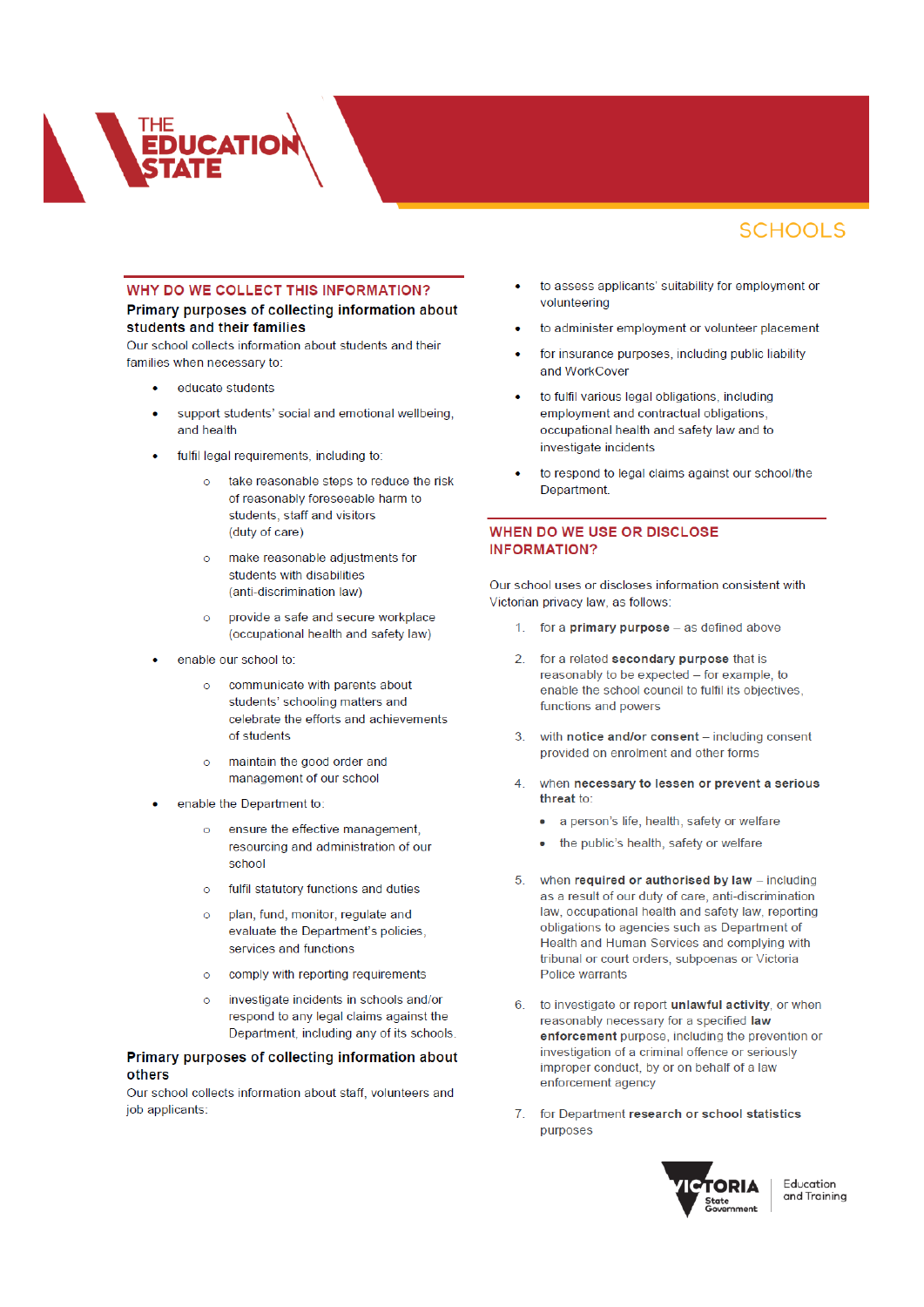## WHY DO WE COLLECT THIS INFORMATION?

### Primary purposes of collecting information about students and their families

Our school collects information about students and their families when necessary to:

- educate students
- support students' social and emotional wellbeing, and health
- fulfil legal requirements, including to:
  - take reasonable steps to reduce the risk of reasonably foreseeable harm to students, staff and visitors (duty of care)
  - make reasonable adjustments for students with disabilities (anti-discrimination law)
  - provide a safe and secure workplace (occupational health and safety law)
- enable our school to:
  - communicate with parents about students' schooling matters and celebrate the efforts and achievements of students
  - maintain the good order and management of our school
- enable the Department to:
  - ensure the effective management, resourcing and administration of our school
  - fulfil statutory functions and duties
  - plan, fund, monitor, regulate and evaluate the Department's policies, services and functions
  - comply with reporting requirements
  - investigate incidents in schools and/or respond to any legal claims against the Department, including any of its schools.

### Primary purposes of collecting information about others

Our school collects information about staff, volunteers and job applicants:

- to assess applicants' suitability for employment or volunteering
- to administer employment or volunteer placement
- for insurance purposes, including public liability and WorkCover
- to fulfil various legal obligations, including employment and contractual obligations, occupational health and safety law and to investigate incidents
- to respond to legal claims against our school/the Department.

## WHEN DO WE USE OR DISCLOSE INFORMATION?

Our school uses or discloses information consistent with Victorian privacy law, as follows:

1. for a **primary purpose** – as defined above
2. for a related **secondary purpose** that is reasonably to be expected – for example, to enable the school council to fulfil its objectives, functions and powers
3. with **notice and/or consent** – including consent provided on enrolment and other forms
4. when **necessary to lessen or prevent a serious threat** to:
   - a person's life, health, safety or welfare
   - the public's health, safety or welfare
5. when **required or authorised by law** – including as a result of our duty of care, anti-discrimination law, occupational health and safety law, reporting obligations to agencies such as Department of Health and Human Services and complying with tribunal or court orders, subpoenas or Victoria Police warrants
6. to investigate or report **unlawful activity**, or when reasonably necessary for a specified **law enforcement** purpose, including the prevention or investigation of a criminal offence or seriously improper conduct, by or on behalf of a law enforcement agency
7. for Department **research or school statistics** purposes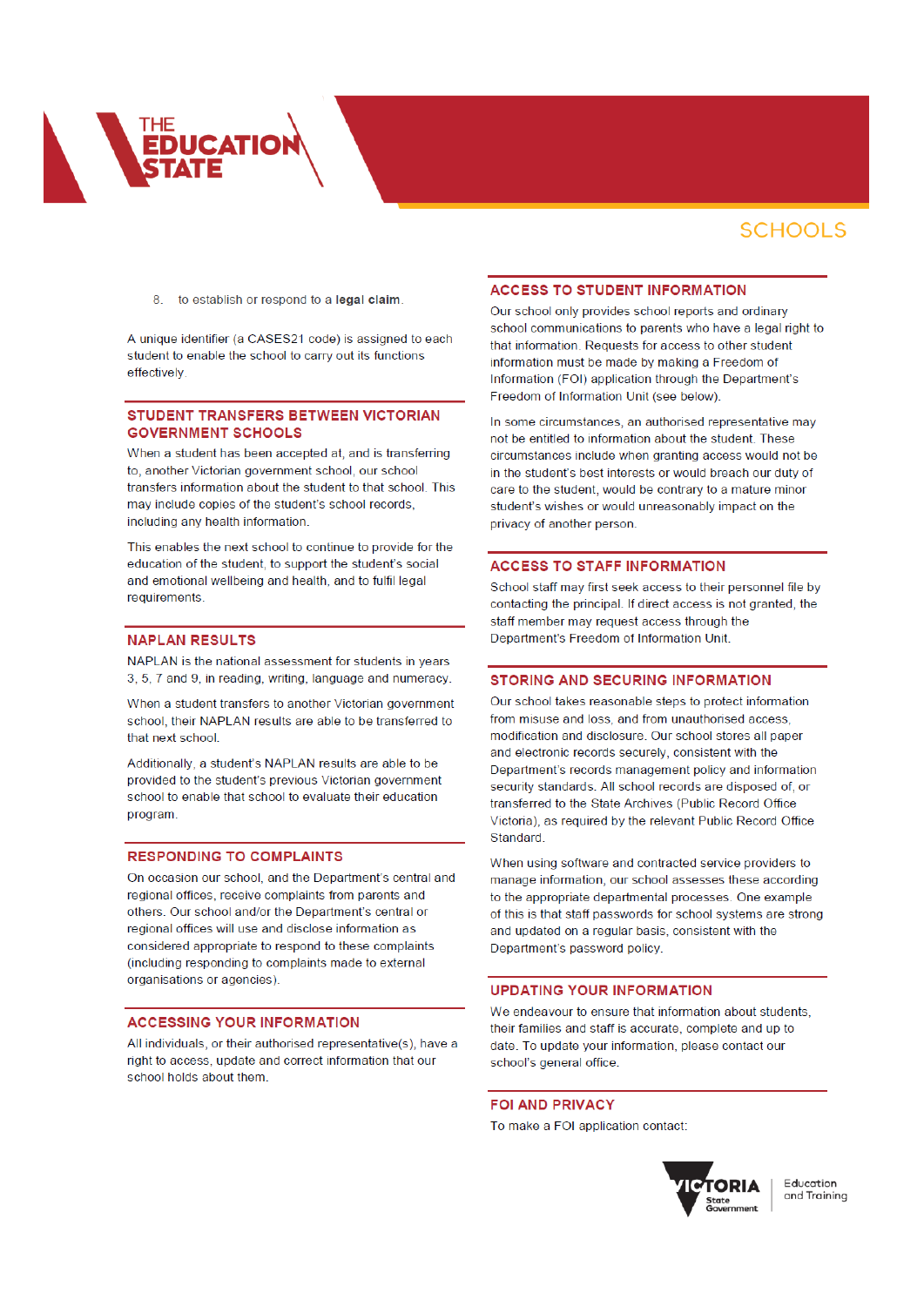8. to establish or respond to a **legal claim**.

A unique identifier (a CASES21 code) is assigned to each student to enable the school to carry out its functions effectively.

## STUDENT TRANSFERS BETWEEN VICTORIAN GOVERNMENT SCHOOLS

When a student has been accepted at, and is transferring to, another Victorian government school, our school transfers information about the student to that school. This may include copies of the student's school records, including any health information.

This enables the next school to continue to provide for the education of the student, to support the student's social and emotional wellbeing and health, and to fulfil legal requirements.

## NAPLAN RESULTS

NAPLAN is the national assessment for students in years 3, 5, 7 and 9, in reading, writing, language and numeracy.

When a student transfers to another Victorian government school, their NAPLAN results are able to be transferred to that next school.

Additionally, a student's NAPLAN results are able to be provided to the student's previous Victorian government school to enable that school to evaluate their education program.

## RESPONDING TO COMPLAINTS

On occasion our school, and the Department's central and regional offices, receive complaints from parents and others. Our school and/or the Department's central or regional offices will use and disclose information as considered appropriate to respond to these complaints (including responding to complaints made to external organisations or agencies).

## ACCESSING YOUR INFORMATION

All individuals, or their authorised representative(s), have a right to access, update and correct information that our school holds about them.

## ACCESS TO STUDENT INFORMATION

Our school only provides school reports and ordinary school communications to parents who have a legal right to that information. Requests for access to other student information must be made by making a Freedom of Information (FOI) application through the Department's Freedom of Information Unit (see below).

In some circumstances, an authorised representative may not be entitled to information about the student. These circumstances include when granting access would not be in the student's best interests or would breach our duty of care to the student, would be contrary to a mature minor student's wishes or would unreasonably impact on the privacy of another person.

## ACCESS TO STAFF INFORMATION

School staff may first seek access to their personnel file by contacting the principal. If direct access is not granted, the staff member may request access through the Department's Freedom of Information Unit.

## STORING AND SECURING INFORMATION

Our school takes reasonable steps to protect information from misuse and loss, and from unauthorised access, modification and disclosure. Our school stores all paper and electronic records securely, consistent with the Department's records management policy and information security standards. All school records are disposed of, or transferred to the State Archives (Public Record Office Victoria), as required by the relevant Public Record Office Standard.

When using software and contracted service providers to manage information, our school assesses these according to the appropriate departmental processes. One example of this is that staff passwords for school systems are strong and updated on a regular basis, consistent with the Department's password policy.

## UPDATING YOUR INFORMATION

We endeavour to ensure that information about students, their families and staff is accurate, complete and up to date. To update your information, please contact our school's general office.

## FOI AND PRIVACY

To make a FOI application contact: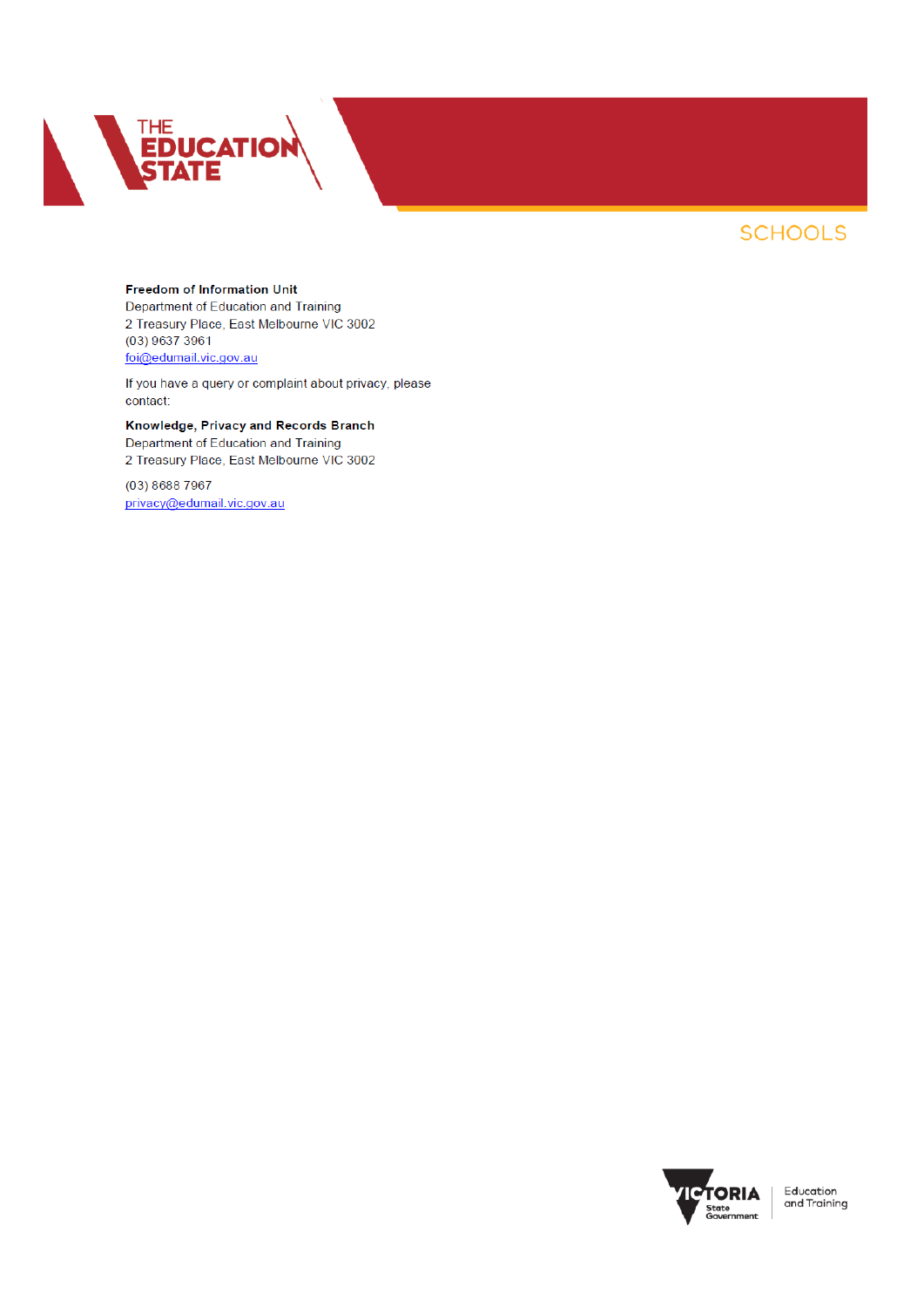**Freedom of Information Unit**
Department of Education and Training
2 Treasury Place, East Melbourne VIC 3002
(03) 9637 3961
foi@edumail.vic.gov.au

If you have a query or complaint about privacy, please contact:

**Knowledge, Privacy and Records Branch**
Department of Education and Training
2 Treasury Place, East Melbourne VIC 3002

(03) 8688 7967
privacy@edumail.vic.gov.au